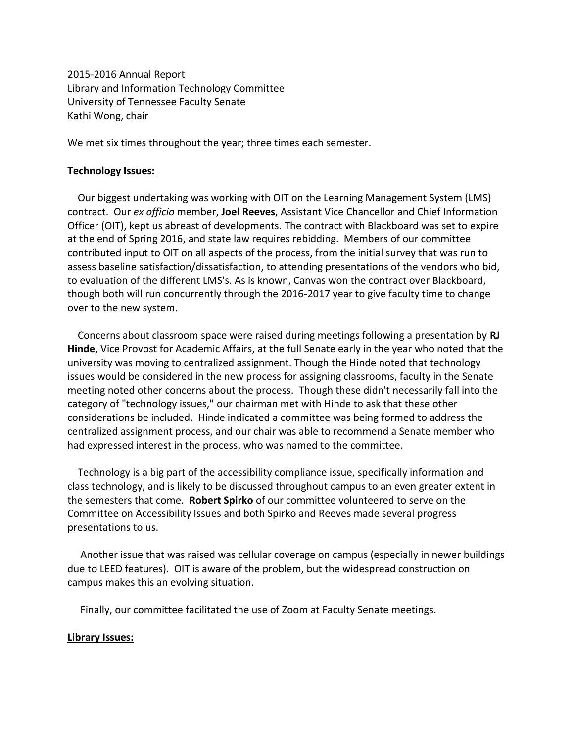2015-2016 Annual Report
Library and Information Technology Committee
University of Tennessee Faculty Senate
Kathi Wong, chair

We met six times throughout the year; three times each semester.

**Technology Issues:**

Our biggest undertaking was working with OIT on the Learning Management System (LMS) contract. Our *ex officio* member, **Joel Reeves**, Assistant Vice Chancellor and Chief Information Officer (OIT), kept us abreast of developments. The contract with Blackboard was set to expire at the end of Spring 2016, and state law requires rebidding. Members of our committee contributed input to OIT on all aspects of the process, from the initial survey that was run to assess baseline satisfaction/dissatisfaction, to attending presentations of the vendors who bid, to evaluation of the different LMS's. As is known, Canvas won the contract over Blackboard, though both will run concurrently through the 2016-2017 year to give faculty time to change over to the new system.

Concerns about classroom space were raised during meetings following a presentation by **RJ Hinde**, Vice Provost for Academic Affairs, at the full Senate early in the year who noted that the university was moving to centralized assignment. Though the Hinde noted that technology issues would be considered in the new process for assigning classrooms, faculty in the Senate meeting noted other concerns about the process. Though these didn't necessarily fall into the category of "technology issues," our chairman met with Hinde to ask that these other considerations be included. Hinde indicated a committee was being formed to address the centralized assignment process, and our chair was able to recommend a Senate member who had expressed interest in the process, who was named to the committee.

Technology is a big part of the accessibility compliance issue, specifically information and class technology, and is likely to be discussed throughout campus to an even greater extent in the semesters that come. **Robert Spirko** of our committee volunteered to serve on the Committee on Accessibility Issues and both Spirko and Reeves made several progress presentations to us.

Another issue that was raised was cellular coverage on campus (especially in newer buildings due to LEED features). OIT is aware of the problem, but the widespread construction on campus makes this an evolving situation.

Finally, our committee facilitated the use of Zoom at Faculty Senate meetings.

**Library Issues:**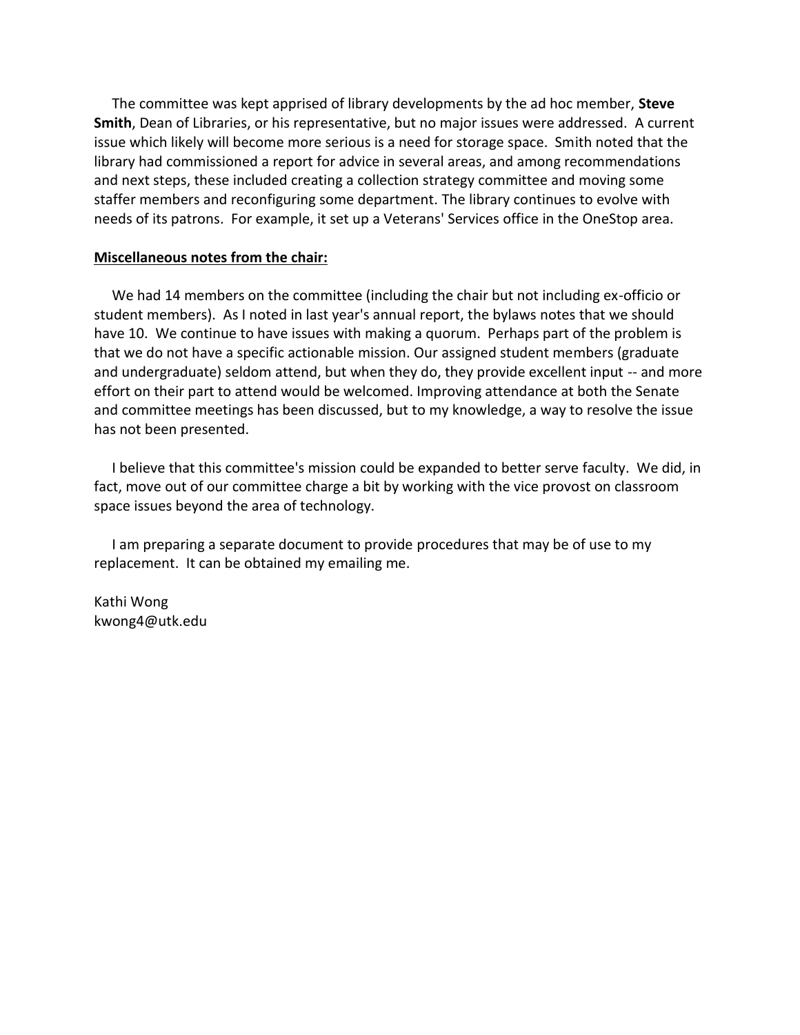The committee was kept apprised of library developments by the ad hoc member, **Steve Smith**, Dean of Libraries, or his representative, but no major issues were addressed. A current issue which likely will become more serious is a need for storage space. Smith noted that the library had commissioned a report for advice in several areas, and among recommendations and next steps, these included creating a collection strategy committee and moving some staffer members and reconfiguring some department. The library continues to evolve with needs of its patrons. For example, it set up a Veterans' Services office in the OneStop area.

**Miscellaneous notes from the chair:**

We had 14 members on the committee (including the chair but not including ex-officio or student members). As I noted in last year's annual report, the bylaws notes that we should have 10. We continue to have issues with making a quorum. Perhaps part of the problem is that we do not have a specific actionable mission. Our assigned student members (graduate and undergraduate) seldom attend, but when they do, they provide excellent input -- and more effort on their part to attend would be welcomed. Improving attendance at both the Senate and committee meetings has been discussed, but to my knowledge, a way to resolve the issue has not been presented.

I believe that this committee's mission could be expanded to better serve faculty. We did, in fact, move out of our committee charge a bit by working with the vice provost on classroom space issues beyond the area of technology.

I am preparing a separate document to provide procedures that may be of use to my replacement. It can be obtained my emailing me.

Kathi Wong
kwong4@utk.edu